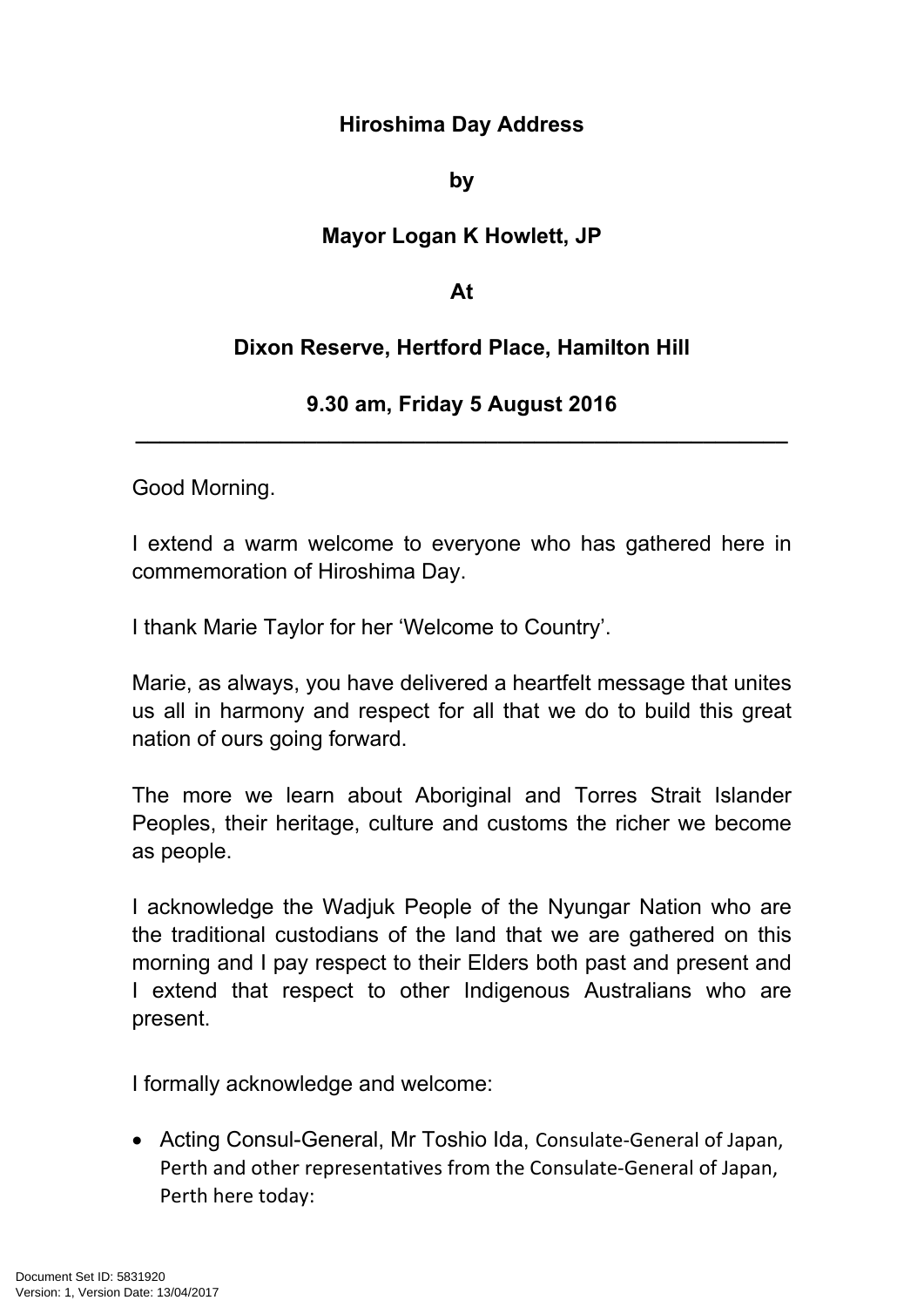**Hiroshima Day Address**

**by**

**Mayor Logan K Howlett, JP**

**At**

**Dixon Reserve, Hertford Place, Hamilton Hill**

**9.30 am, Friday 5 August 2016**

---

Good Morning.

I extend a warm welcome to everyone who has gathered here in commemoration of Hiroshima Day.

I thank Marie Taylor for her 'Welcome to Country'.

Marie, as always, you have delivered a heartfelt message that unites us all in harmony and respect for all that we do to build this great nation of ours going forward.

The more we learn about Aboriginal and Torres Strait Islander Peoples, their heritage, culture and customs the richer we become as people.

I acknowledge the Wadjuk People of the Nyungar Nation who are the traditional custodians of the land that we are gathered on this morning and I pay respect to their Elders both past and present and I extend that respect to other Indigenous Australians who are present.

I formally acknowledge and welcome:

- Acting Consul-General, Mr Toshio Ida, Consulate-General of Japan, Perth and other representatives from the Consulate-General of Japan, Perth here today: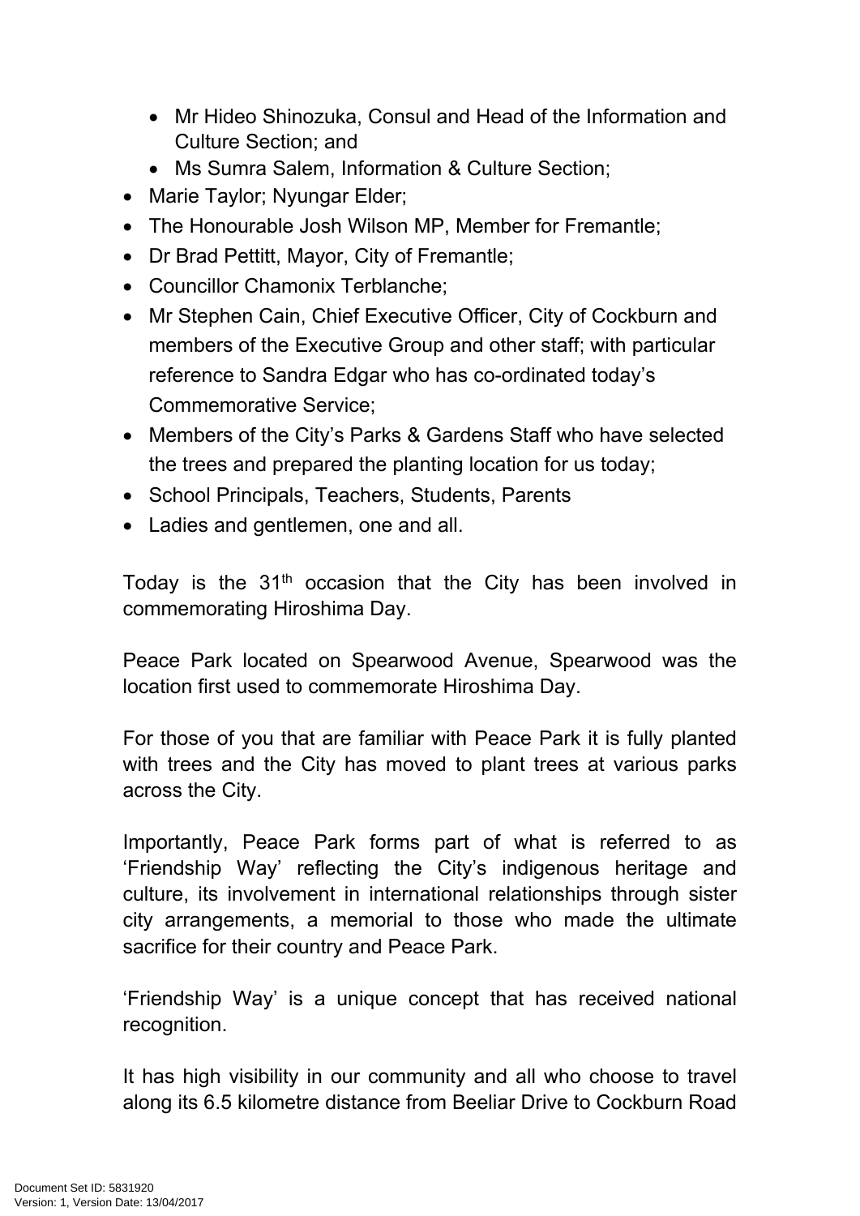- Mr Hideo Shinozuka, Consul and Head of the Information and Culture Section; and
    - Ms Sumra Salem, Information & Culture Section;
- Marie Taylor; Nyungar Elder;
- The Honourable Josh Wilson MP, Member for Fremantle;
- Dr Brad Pettitt, Mayor, City of Fremantle;
- Councillor Chamonix Terblanche;
- Mr Stephen Cain, Chief Executive Officer, City of Cockburn and members of the Executive Group and other staff; with particular reference to Sandra Edgar who has co-ordinated today's Commemorative Service;
- Members of the City's Parks & Gardens Staff who have selected the trees and prepared the planting location for us today;
- School Principals, Teachers, Students, Parents
- Ladies and gentlemen, one and all.

Today is the 31st occasion that the City has been involved in commemorating Hiroshima Day.

Peace Park located on Spearwood Avenue, Spearwood was the location first used to commemorate Hiroshima Day.

For those of you that are familiar with Peace Park it is fully planted with trees and the City has moved to plant trees at various parks across the City.

Importantly, Peace Park forms part of what is referred to as 'Friendship Way' reflecting the City's indigenous heritage and culture, its involvement in international relationships through sister city arrangements, a memorial to those who made the ultimate sacrifice for their country and Peace Park.

'Friendship Way' is a unique concept that has received national recognition.

It has high visibility in our community and all who choose to travel along its 6.5 kilometre distance from Beeliar Drive to Cockburn Road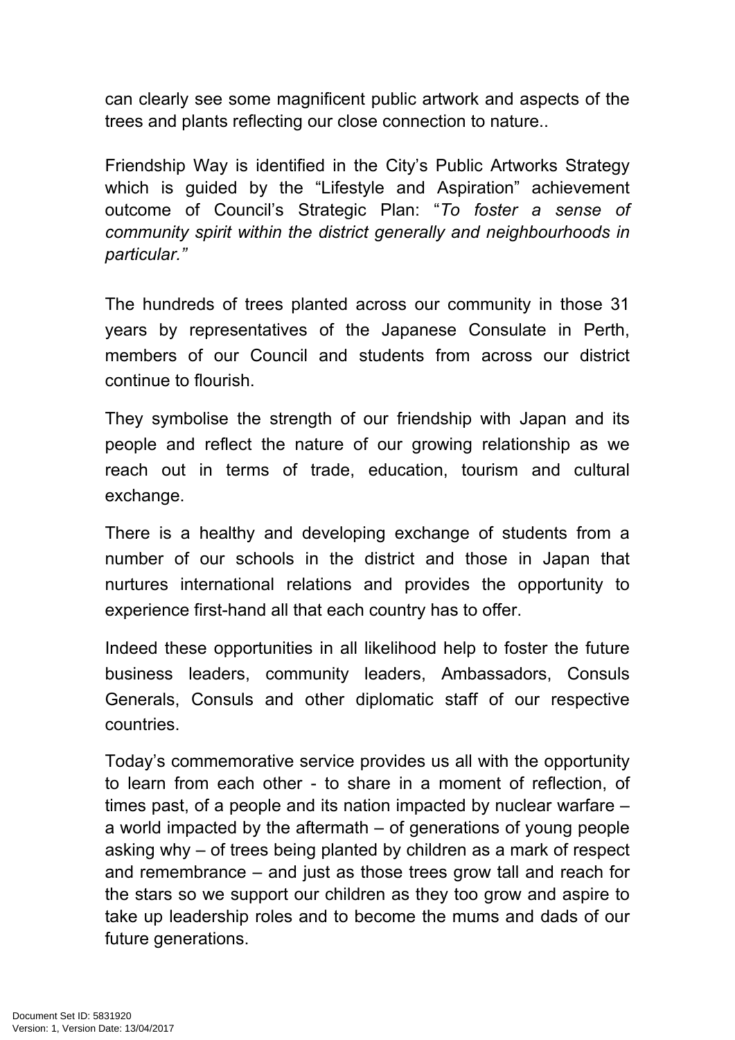can clearly see some magnificent public artwork and aspects of the trees and plants reflecting our close connection to nature..

Friendship Way is identified in the City's Public Artworks Strategy which is guided by the "Lifestyle and Aspiration" achievement outcome of Council's Strategic Plan: "*To foster a sense of community spirit within the district generally and neighbourhoods in particular."*

The hundreds of trees planted across our community in those 31 years by representatives of the Japanese Consulate in Perth, members of our Council and students from across our district continue to flourish.

They symbolise the strength of our friendship with Japan and its people and reflect the nature of our growing relationship as we reach out in terms of trade, education, tourism and cultural exchange.

There is a healthy and developing exchange of students from a number of our schools in the district and those in Japan that nurtures international relations and provides the opportunity to experience first-hand all that each country has to offer.

Indeed these opportunities in all likelihood help to foster the future business leaders, community leaders, Ambassadors, Consuls Generals, Consuls and other diplomatic staff of our respective countries.

Today's commemorative service provides us all with the opportunity to learn from each other - to share in a moment of reflection, of times past, of a people and its nation impacted by nuclear warfare – a world impacted by the aftermath – of generations of young people asking why – of trees being planted by children as a mark of respect and remembrance – and just as those trees grow tall and reach for the stars so we support our children as they too grow and aspire to take up leadership roles and to become the mums and dads of our future generations.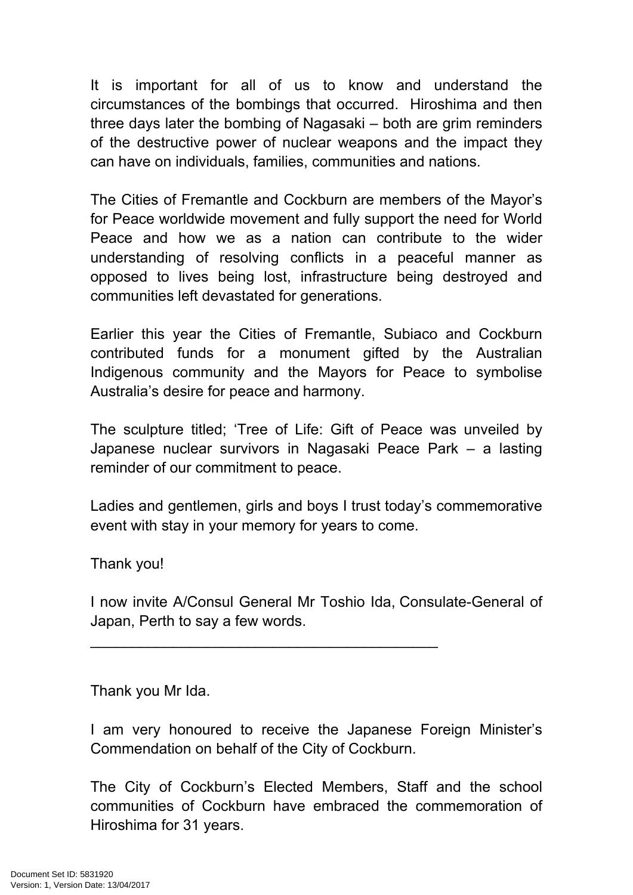It is important for all of us to know and understand the circumstances of the bombings that occurred. Hiroshima and then three days later the bombing of Nagasaki – both are grim reminders of the destructive power of nuclear weapons and the impact they can have on individuals, families, communities and nations.

The Cities of Fremantle and Cockburn are members of the Mayor's for Peace worldwide movement and fully support the need for World Peace and how we as a nation can contribute to the wider understanding of resolving conflicts in a peaceful manner as opposed to lives being lost, infrastructure being destroyed and communities left devastated for generations.

Earlier this year the Cities of Fremantle, Subiaco and Cockburn contributed funds for a monument gifted by the Australian Indigenous community and the Mayors for Peace to symbolise Australia's desire for peace and harmony.

The sculpture titled; 'Tree of Life: Gift of Peace was unveiled by Japanese nuclear survivors in Nagasaki Peace Park – a lasting reminder of our commitment to peace.

Ladies and gentlemen, girls and boys I trust today's commemorative event with stay in your memory for years to come.

Thank you!

I now invite A/Consul General Mr Toshio Ida, Consulate-General of Japan, Perth to say a few words.

---

Thank you Mr Ida.

I am very honoured to receive the Japanese Foreign Minister's Commendation on behalf of the City of Cockburn.

The City of Cockburn's Elected Members, Staff and the school communities of Cockburn have embraced the commemoration of Hiroshima for 31 years.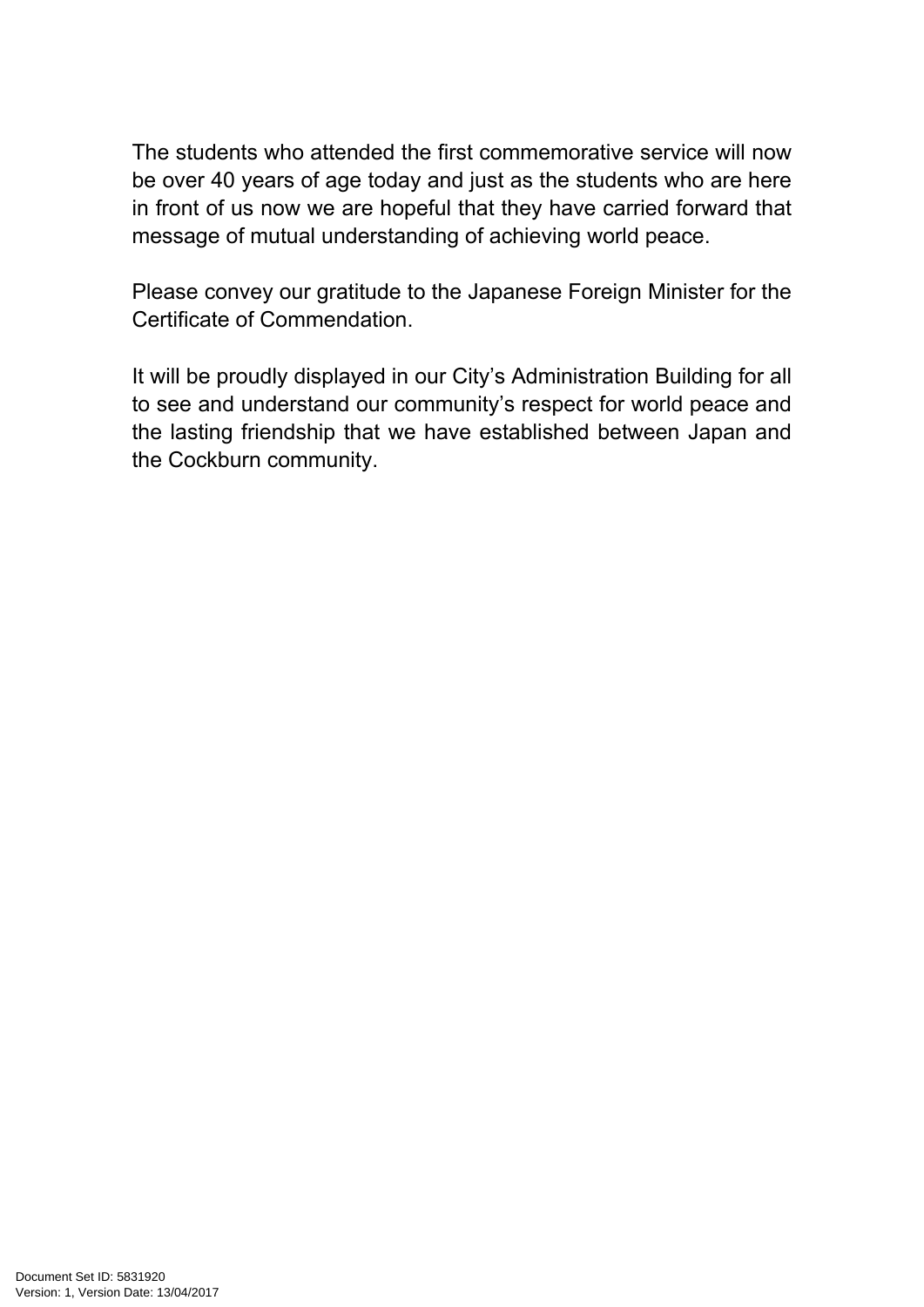The students who attended the first commemorative service will now be over 40 years of age today and just as the students who are here in front of us now we are hopeful that they have carried forward that message of mutual understanding of achieving world peace.

Please convey our gratitude to the Japanese Foreign Minister for the Certificate of Commendation.

It will be proudly displayed in our City's Administration Building for all to see and understand our community's respect for world peace and the lasting friendship that we have established between Japan and the Cockburn community.